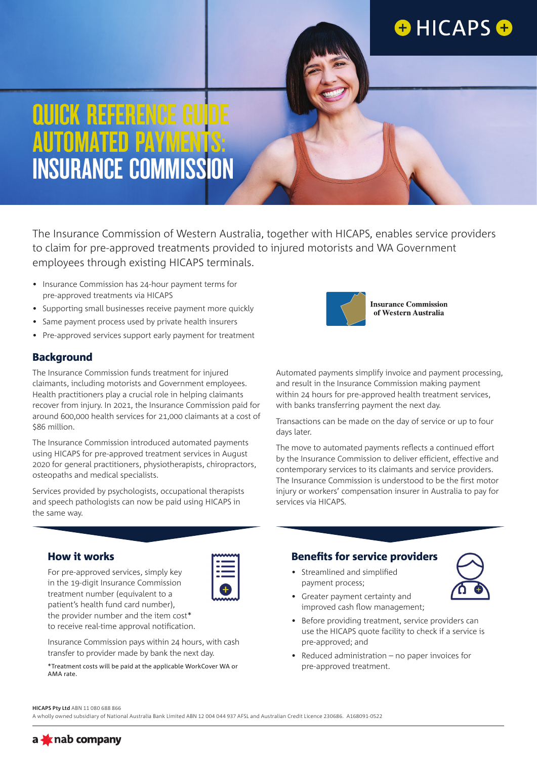# QUICK REFERENCE GUIDE AUTOMATED PAYMENTS: INSURANCE COMMISSION

The Insurance Commission of Western Australia, together with HICAPS, enables service providers to claim for pre-approved treatments provided to injured motorists and WA Government employees through existing HICAPS terminals.

- Insurance Commission has 24-hour payment terms for pre-approved treatments via HICAPS
- Supporting small businesses receive payment more quickly
- Same payment process used by private health insurers
- Pre-approved services support early payment for treatment

## Background

The Insurance Commission funds treatment for injured claimants, including motorists and Government employees. Health practitioners play a crucial role in helping claimants recover from injury. In 2021, the Insurance Commission paid for around 600,000 health services for 21,000 claimants at a cost of $86 million.

The Insurance Commission introduced automated payments using HICAPS for pre-approved treatment services in August 2020 for general practitioners, physiotherapists, chiropractors, osteopaths and medical specialists.

Services provided by psychologists, occupational therapists and speech pathologists can now be paid using HICAPS in the same way.

Automated payments simplify invoice and payment processing, and result in the Insurance Commission making payment within 24 hours for pre-approved health treatment services, with banks transferring payment the next day.

Transactions can be made on the day of service or up to four days later.

The move to automated payments reflects a continued effort by the Insurance Commission to deliver efficient, effective and contemporary services to its claimants and service providers. The Insurance Commission is understood to be the first motor injury or workers' compensation insurer in Australia to pay for services via HICAPS.

## How it works

For pre-approved services, simply key in the 19-digit Insurance Commission treatment number (equivalent to a patient's health fund card number), the provider number and the item cost* to receive real-time approval notification.

Insurance Commission pays within 24 hours, with cash transfer to provider made by bank the next day.

*Treatment costs will be paid at the applicable WorkCover WA or AMA rate.

## Benefits for service providers

- Streamlined and simplified payment process;
- Greater payment certainty and improved cash flow management;
- Before providing treatment, service providers can use the HICAPS quote facility to check if a service is pre-approved; and
- Reduced administration – no paper invoices for pre-approved treatment.

**HICAPS Pty Ltd** ABN 11 080 688 866
A wholly owned subsidiary of National Australia Bank Limited ABN 12 004 044 937 AFSL and Australian Credit Licence 230686. A168091-0522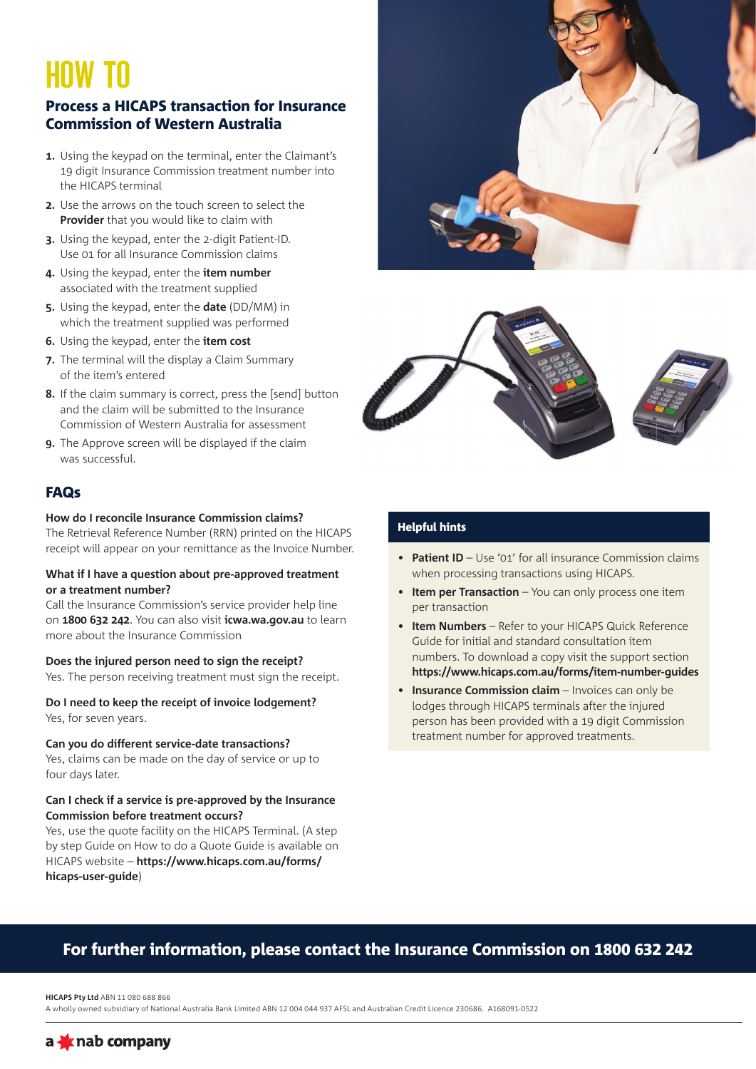# HOW TO

## Process a HICAPS transaction for Insurance Commission of Western Australia

1. Using the keypad on the terminal, enter the Claimant's 19 digit Insurance Commission treatment number into the HICAPS terminal
2. Use the arrows on the touch screen to select the **Provider** that you would like to claim with
3. Using the keypad, enter the 2-digit Patient-ID. Use 01 for all Insurance Commission claims
4. Using the keypad, enter the **item number** associated with the treatment supplied
5. Using the keypad, enter the **date** (DD/MM) in which the treatment supplied was performed
6. Using the keypad, enter the **item cost**
7. The terminal will the display a Claim Summary of the item's entered
8. If the claim summary is correct, press the [send] button and the claim will be submitted to the Insurance Commission of Western Australia for assessment
9. The Approve screen will be displayed if the claim was successful.

## FAQs

**How do I reconcile Insurance Commission claims?**
The Retrieval Reference Number (RRN) printed on the HICAPS receipt will appear on your remittance as the Invoice Number.

**What if I have a question about pre-approved treatment or a treatment number?**
Call the Insurance Commission's service provider help line on **1800 632 242**. You can also visit **icwa.wa.gov.au** to learn more about the Insurance Commission

**Does the injured person need to sign the receipt?**
Yes. The person receiving treatment must sign the receipt.

**Do I need to keep the receipt of invoice lodgement?**
Yes, for seven years.

**Can you do different service-date transactions?**
Yes, claims can be made on the day of service or up to four days later.

**Can I check if a service is pre-approved by the Insurance Commission before treatment occurs?**
Yes, use the quote facility on the HICAPS Terminal. (A step by step Guide on How to do a Quote Guide is available on HICAPS website – **https://www.hicaps.com.au/forms/hicaps-user-guide**)

### Helpful hints

- **Patient ID** – Use '01' for all insurance Commission claims when processing transactions using HICAPS.
- **Item per Transaction** – You can only process one item per transaction
- **Item Numbers** – Refer to your HICAPS Quick Reference Guide for initial and standard consultation item numbers. To download a copy visit the support section **https://www.hicaps.com.au/forms/item-number-guides**
- **Insurance Commission claim** – Invoices can only be lodges through HICAPS terminals after the injured person has been provided with a 19 digit Commission treatment number for approved treatments.

**For further information, please contact the Insurance Commission on 1800 632 242**

**HICAPS Pty Ltd** ABN 11 080 688 866
A wholly owned subsidiary of National Australia Bank Limited ABN 12 004 044 937 AFSL and Australian Credit Licence 230686. A168091-0522

a nab company